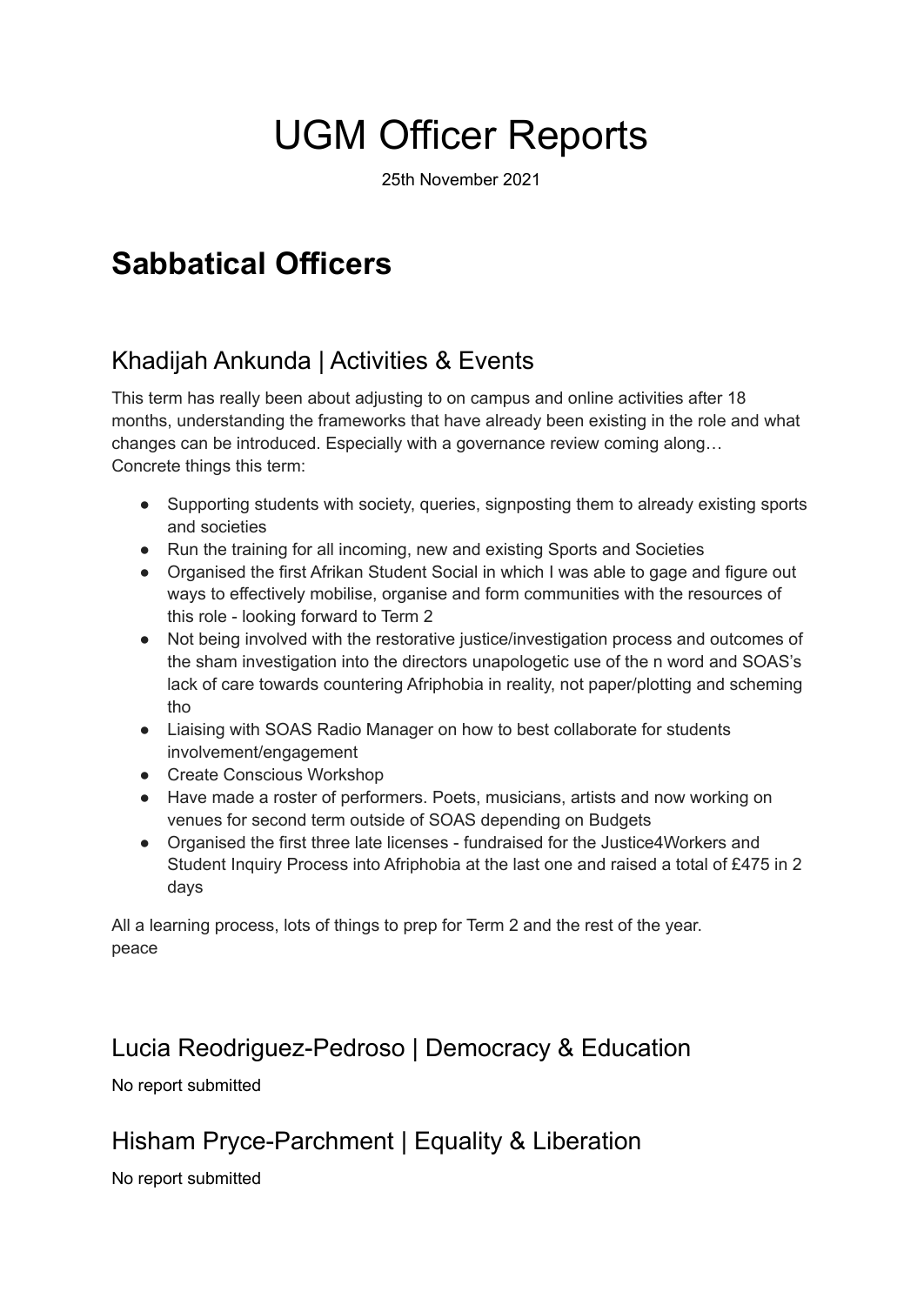# UGM Officer Reports

25th November 2021

# Sabbatical Officers

## Khadijah Ankunda | Activities & Events

This term has really been about adjusting to on campus and online activities after 18 months, understanding the frameworks that have already been existing in the role and what changes can be introduced. Especially with a governance review coming along…
Concrete things this term:

- Supporting students with society, queries, signposting them to already existing sports and societies
- Run the training for all incoming, new and existing Sports and Societies
- Organised the first Afrikan Student Social in which I was able to gage and figure out ways to effectively mobilise, organise and form communities with the resources of this role - looking forward to Term 2
- Not being involved with the restorative justice/investigation process and outcomes of the sham investigation into the directors unapologetic use of the n word and SOAS's lack of care towards countering Afriphobia in reality, not paper/plotting and scheming tho
- Liaising with SOAS Radio Manager on how to best collaborate for students involvement/engagement
- Create Conscious Workshop
- Have made a roster of performers. Poets, musicians, artists and now working on venues for second term outside of SOAS depending on Budgets
- Organised the first three late licenses - fundraised for the Justice4Workers and Student Inquiry Process into Afriphobia at the last one and raised a total of £475 in 2 days

All a learning process, lots of things to prep for Term 2 and the rest of the year.
peace

## Lucia Reodriguez-Pedroso | Democracy & Education

No report submitted

## Hisham Pryce-Parchment | Equality & Liberation

No report submitted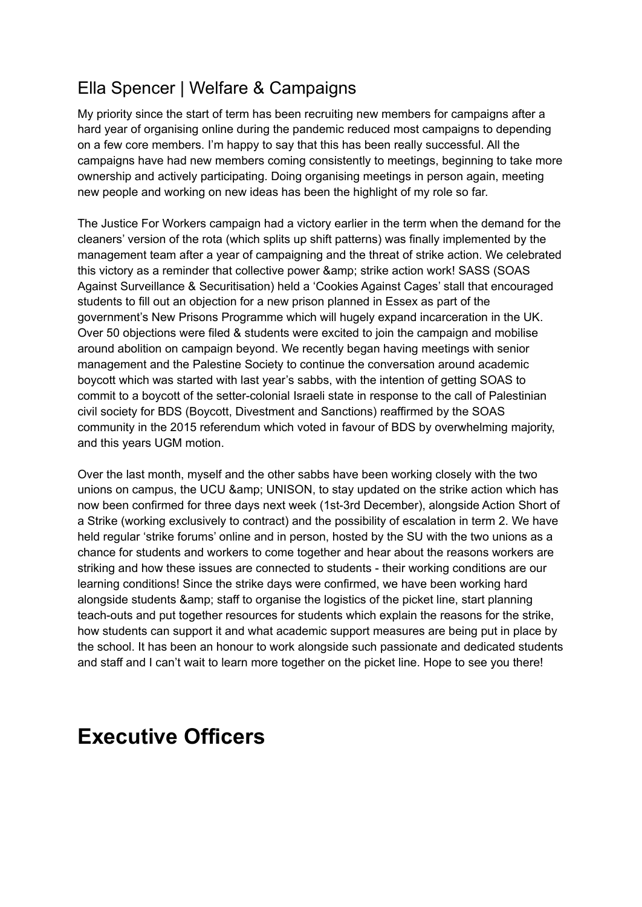## Ella Spencer | Welfare & Campaigns

My priority since the start of term has been recruiting new members for campaigns after a hard year of organising online during the pandemic reduced most campaigns to depending on a few core members. I'm happy to say that this has been really successful. All the campaigns have had new members coming consistently to meetings, beginning to take more ownership and actively participating. Doing organising meetings in person again, meeting new people and working on new ideas has been the highlight of my role so far.

The Justice For Workers campaign had a victory earlier in the term when the demand for the cleaners' version of the rota (which splits up shift patterns) was finally implemented by the management team after a year of campaigning and the threat of strike action. We celebrated this victory as a reminder that collective power &amp; strike action work! SASS (SOAS Against Surveillance & Securitisation) held a 'Cookies Against Cages' stall that encouraged students to fill out an objection for a new prison planned in Essex as part of the government's New Prisons Programme which will hugely expand incarceration in the UK. Over 50 objections were filed & students were excited to join the campaign and mobilise around abolition on campaign beyond. We recently began having meetings with senior management and the Palestine Society to continue the conversation around academic boycott which was started with last year's sabbs, with the intention of getting SOAS to commit to a boycott of the setter-colonial Israeli state in response to the call of Palestinian civil society for BDS (Boycott, Divestment and Sanctions) reaffirmed by the SOAS community in the 2015 referendum which voted in favour of BDS by overwhelming majority, and this years UGM motion.

Over the last month, myself and the other sabbs have been working closely with the two unions on campus, the UCU &amp; UNISON, to stay updated on the strike action which has now been confirmed for three days next week (1st-3rd December), alongside Action Short of a Strike (working exclusively to contract) and the possibility of escalation in term 2. We have held regular 'strike forums' online and in person, hosted by the SU with the two unions as a chance for students and workers to come together and hear about the reasons workers are striking and how these issues are connected to students - their working conditions are our learning conditions! Since the strike days were confirmed, we have been working hard alongside students &amp; staff to organise the logistics of the picket line, start planning teach-outs and put together resources for students which explain the reasons for the strike, how students can support it and what academic support measures are being put in place by the school. It has been an honour to work alongside such passionate and dedicated students and staff and I can't wait to learn more together on the picket line. Hope to see you there!

# Executive Officers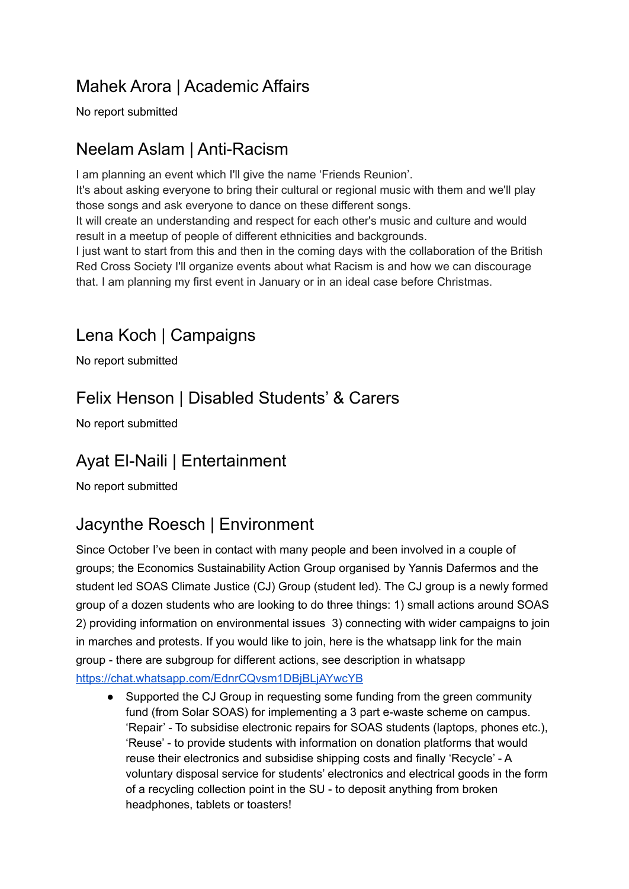## Mahek Arora | Academic Affairs

No report submitted

## Neelam Aslam | Anti-Racism

I am planning an event which I'll give the name 'Friends Reunion'.
It's about asking everyone to bring their cultural or regional music with them and we'll play those songs and ask everyone to dance on these different songs.
It will create an understanding and respect for each other's music and culture and would result in a meetup of people of different ethnicities and backgrounds.
I just want to start from this and then in the coming days with the collaboration of the British Red Cross Society I'll organize events about what Racism is and how we can discourage that. I am planning my first event in January or in an ideal case before Christmas.

## Lena Koch | Campaigns

No report submitted

## Felix Henson | Disabled Students' & Carers

No report submitted

## Ayat El-Naili | Entertainment

No report submitted

## Jacynthe Roesch | Environment

Since October I've been in contact with many people and been involved in a couple of groups; the Economics Sustainability Action Group organised by Yannis Dafermos and the student led SOAS Climate Justice (CJ) Group (student led). The CJ group is a newly formed group of a dozen students who are looking to do three things: 1) small actions around SOAS 2) providing information on environmental issues 3) connecting with wider campaigns to join in marches and protests. If you would like to join, here is the whatsapp link for the main group - there are subgroup for different actions, see description in whatsapp https://chat.whatsapp.com/EdnrCQvsm1DBjBLjAYwcYB

- Supported the CJ Group in requesting some funding from the green community fund (from Solar SOAS) for implementing a 3 part e-waste scheme on campus. 'Repair' - To subsidise electronic repairs for SOAS students (laptops, phones etc.), 'Reuse' - to provide students with information on donation platforms that would reuse their electronics and subsidise shipping costs and finally 'Recycle' - A voluntary disposal service for students' electronics and electrical goods in the form of a recycling collection point in the SU - to deposit anything from broken headphones, tablets or toasters!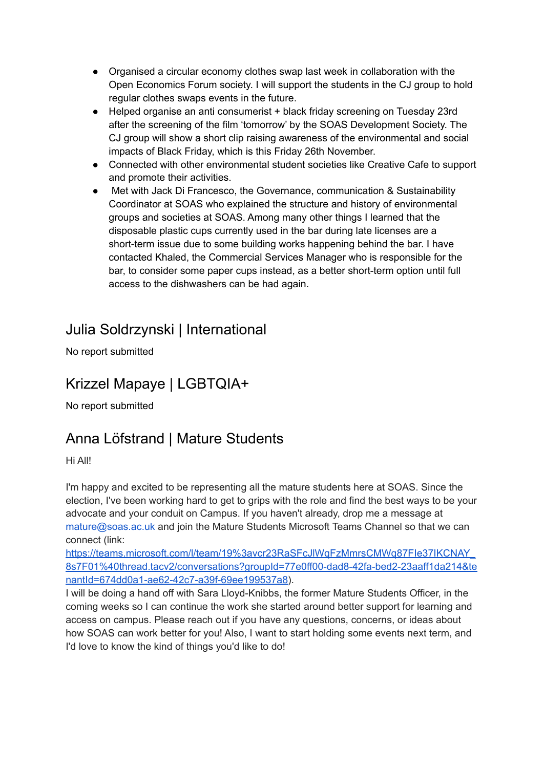- Organised a circular economy clothes swap last week in collaboration with the Open Economics Forum society. I will support the students in the CJ group to hold regular clothes swaps events in the future.
- Helped organise an anti consumerist + black friday screening on Tuesday 23rd after the screening of the film 'tomorrow' by the SOAS Development Society. The CJ group will show a short clip raising awareness of the environmental and social impacts of Black Friday, which is this Friday 26th November.
- Connected with other environmental student societies like Creative Cafe to support and promote their activities.
- Met with Jack Di Francesco, the Governance, communication & Sustainability Coordinator at SOAS who explained the structure and history of environmental groups and societies at SOAS. Among many other things I learned that the disposable plastic cups currently used in the bar during late licenses are a short-term issue due to some building works happening behind the bar. I have contacted Khaled, the Commercial Services Manager who is responsible for the bar, to consider some paper cups instead, as a better short-term option until full access to the dishwashers can be had again.

## Julia Soldrzynski | International

No report submitted

## Krizzel Mapaye | LGBTQIA+

No report submitted

## Anna Löfstrand | Mature Students

Hi All!

I'm happy and excited to be representing all the mature students here at SOAS. Since the election, I've been working hard to get to grips with the role and find the best ways to be your advocate and your conduit on Campus. If you haven't already, drop me a message at mature@soas.ac.uk and join the Mature Students Microsoft Teams Channel so that we can connect (link: https://teams.microsoft.com/l/team/19%3avcr23RaSFcJlWqFzMmrsCMWq87FIe37IKCNAY_8s7F01%40thread.tacv2/conversations?groupId=77e0ff00-dad8-42fa-bed2-23aaff1da214&tenantId=674dd0a1-ae62-42c7-a39f-69ee199537a8).
I will be doing a hand off with Sara Lloyd-Knibbs, the former Mature Students Officer, in the coming weeks so I can continue the work she started around better support for learning and access on campus. Please reach out if you have any questions, concerns, or ideas about how SOAS can work better for you! Also, I want to start holding some events next term, and I'd love to know the kind of things you'd like to do!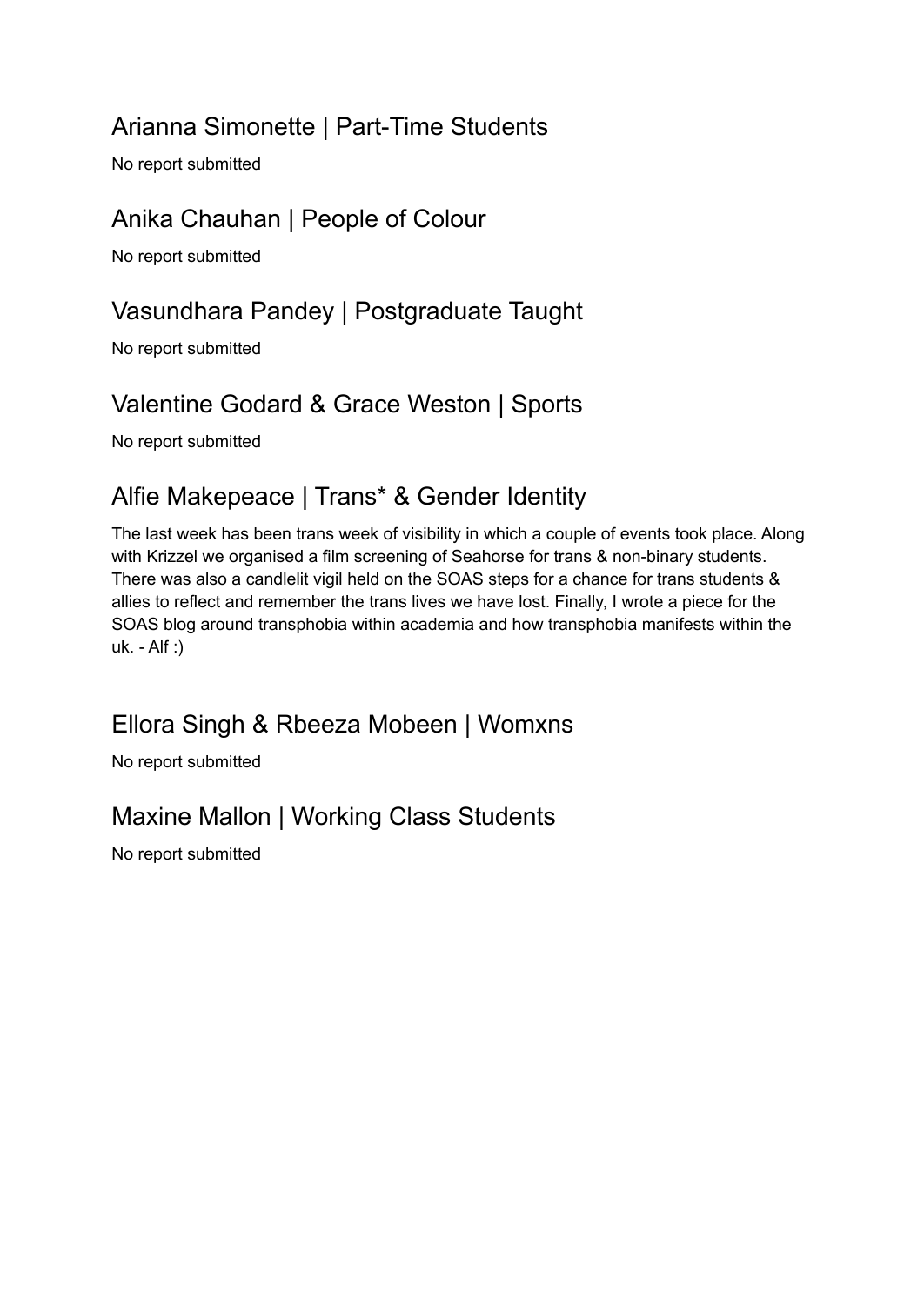## Arianna Simonette | Part-Time Students

No report submitted

## Anika Chauhan | People of Colour

No report submitted

## Vasundhara Pandey | Postgraduate Taught

No report submitted

## Valentine Godard & Grace Weston | Sports

No report submitted

## Alfie Makepeace | Trans* & Gender Identity

The last week has been trans week of visibility in which a couple of events took place. Along with Krizzel we organised a film screening of Seahorse for trans & non-binary students. There was also a candlelit vigil held on the SOAS steps for a chance for trans students & allies to reflect and remember the trans lives we have lost. Finally, I wrote a piece for the SOAS blog around transphobia within academia and how transphobia manifests within the uk. - Alf :)

## Ellora Singh & Rbeeza Mobeen | Womxns

No report submitted

## Maxine Mallon | Working Class Students

No report submitted